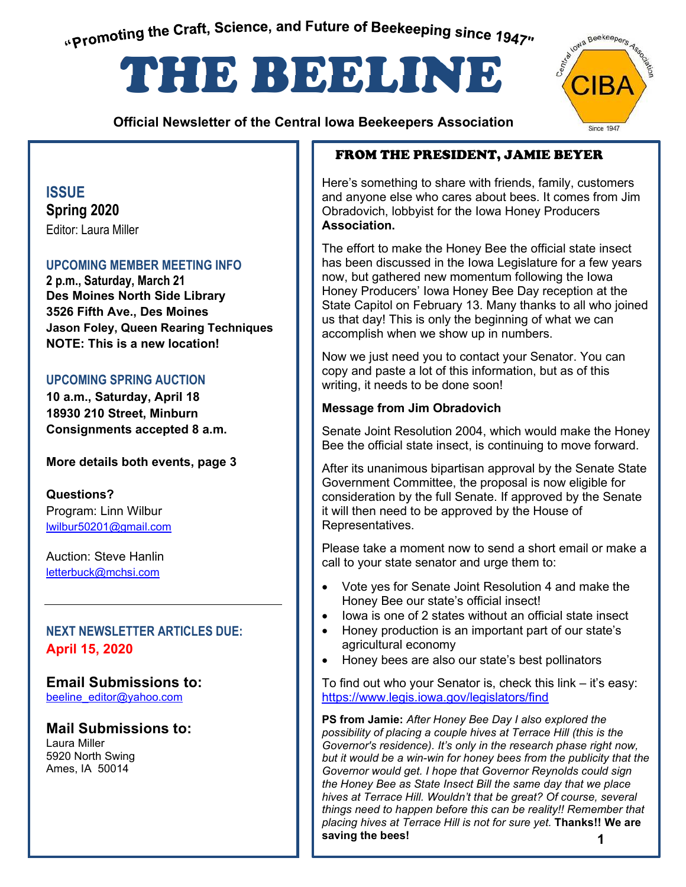"Promoting the Craft, Science, and Future of Beekeeping since 1947"

# THE BEELINE

**Official Newsletter of the Central Iowa Beekeepers Association**

CIBA — Central Iowa Beekeepers Association — Since 1947

## ISSUE

**Spring 2020**

Editor: Laura Miller

### UPCOMING MEMBER MEETING INFO

**2 p.m., Saturday, March 21**
**Des Moines North Side Library**
**3526 Fifth Ave., Des Moines**
**Jason Foley, Queen Rearing Techniques**
**NOTE: This is a new location!**

### UPCOMING SPRING AUCTION

**10 a.m., Saturday, April 18**
**18930 210 Street, Minburn**
**Consignments accepted 8 a.m.**

**More details both events, page 3**

**Questions?**

Program: Linn Wilbur
lwilbur50201@gmail.com

Auction: Steve Hanlin
letterbuck@mchsi.com

---

### NEXT NEWSLETTER ARTICLES DUE:

**April 15, 2020**

### Email Submissions to:

beeline_editor@yahoo.com

### Mail Submissions to:

Laura Miller
5920 North Swing
Ames, IA 50014

## FROM THE PRESIDENT, JAMIE BEYER

Here's something to share with friends, family, customers and anyone else who cares about bees. It comes from Jim Obradovich, lobbyist for the Iowa Honey Producers **Association.**

The effort to make the Honey Bee the official state insect has been discussed in the Iowa Legislature for a few years now, but gathered new momentum following the Iowa Honey Producers' Iowa Honey Bee Day reception at the State Capitol on February 13. Many thanks to all who joined us that day! This is only the beginning of what we can accomplish when we show up in numbers.

Now we just need you to contact your Senator. You can copy and paste a lot of this information, but as of this writing, it needs to be done soon!

**Message from Jim Obradovich**

Senate Joint Resolution 2004, which would make the Honey Bee the official state insect, is continuing to move forward.

After its unanimous bipartisan approval by the Senate State Government Committee, the proposal is now eligible for consideration by the full Senate. If approved by the Senate it will then need to be approved by the House of Representatives.

Please take a moment now to send a short email or make a call to your state senator and urge them to:

- Vote yes for Senate Joint Resolution 4 and make the Honey Bee our state's official insect!
- Iowa is one of 2 states without an official state insect
- Honey production is an important part of our state's agricultural economy
- Honey bees are also our state's best pollinators

To find out who your Senator is, check this link – it's easy: https://www.legis.iowa.gov/legislators/find

**PS from Jamie:** *After Honey Bee Day I also explored the possibility of placing a couple hives at Terrace Hill (this is the Governor's residence). It's only in the research phase right now, but it would be a win-win for honey bees from the publicity that the Governor would get. I hope that Governor Reynolds could sign the Honey Bee as State Insect Bill the same day that we place hives at Terrace Hill. Wouldn't that be great? Of course, several things need to happen before this can be reality!! Remember that placing hives at Terrace Hill is not for sure yet.* **Thanks!! We are saving the bees!**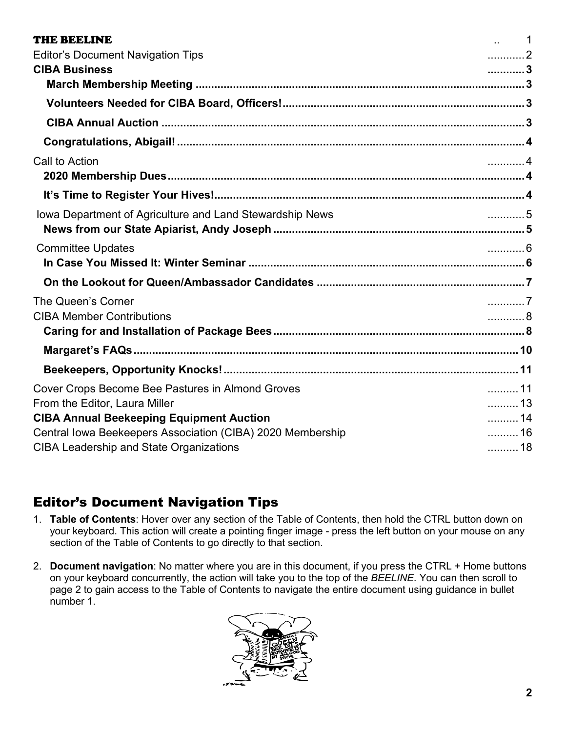**THE BEELINE** .. 1

Editor's Document Navigation Tips ............2

**CIBA Business ............3**

**March Membership Meeting ............3**

**Volunteers Needed for CIBA Board, Officers! ............3**

**CIBA Annual Auction ............3**

**Congratulations, Abigail! ............4**

Call to Action ............4

**2020 Membership Dues ............4**

**It's Time to Register Your Hives! ............4**

Iowa Department of Agriculture and Land Stewardship News ............5

**News from our State Apiarist, Andy Joseph ............5**

Committee Updates ............6

**In Case You Missed It: Winter Seminar ............6**

**On the Lookout for Queen/Ambassador Candidates ............7**

The Queen's Corner ............7

CIBA Member Contributions ............8

**Caring for and Installation of Package Bees ............8**

**Margaret's FAQs ............10**

**Beekeepers, Opportunity Knocks! ............11**

Cover Crops Become Bee Pastures in Almond Groves ..........11

From the Editor, Laura Miller ..........13

**CIBA Annual Beekeeping Equipment Auction** ..........14

Central Iowa Beekeepers Association (CIBA) 2020 Membership ..........16

CIBA Leadership and State Organizations ..........18

## Editor's Document Navigation Tips

1. **Table of Contents**: Hover over any section of the Table of Contents, then hold the CTRL button down on your keyboard. This action will create a pointing finger image - press the left button on your mouse on any section of the Table of Contents to go directly to that section.

2. **Document navigation**: No matter where you are in this document, if you press the CTRL + Home buttons on your keyboard concurrently, the action will take you to the top of the *BEELINE*. You can then scroll to page 2 to gain access to the Table of Contents to navigate the entire document using guidance in bullet number 1.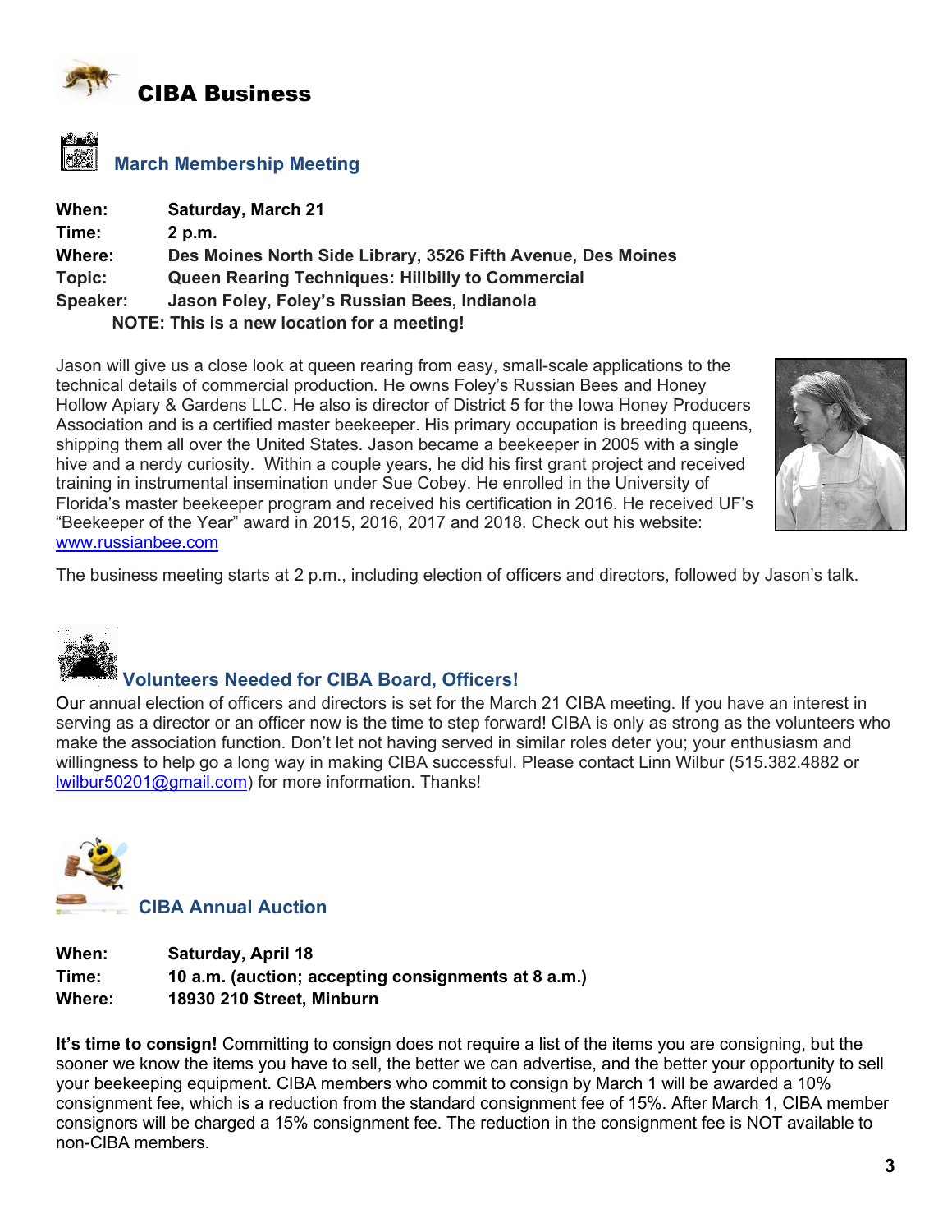# CIBA Business

## March Membership Meeting

**When:** Saturday, March 21
**Time:** 2 p.m.
**Where:** Des Moines North Side Library, 3526 Fifth Avenue, Des Moines
**Topic:** Queen Rearing Techniques: Hillbilly to Commercial
**Speaker:** Jason Foley, Foley's Russian Bees, Indianola

**NOTE: This is a new location for a meeting!**

Jason will give us a close look at queen rearing from easy, small-scale applications to the technical details of commercial production. He owns Foley's Russian Bees and Honey Hollow Apiary & Gardens LLC. He also is director of District 5 for the Iowa Honey Producers Association and is a certified master beekeeper. His primary occupation is breeding queens, shipping them all over the United States. Jason became a beekeeper in 2005 with a single hive and a nerdy curiosity. Within a couple years, he did his first grant project and received training in instrumental insemination under Sue Cobey. He enrolled in the University of Florida's master beekeeper program and received his certification in 2016. He received UF's "Beekeeper of the Year" award in 2015, 2016, 2017 and 2018. Check out his website: www.russianbee.com

The business meeting starts at 2 p.m., including election of officers and directors, followed by Jason's talk.

## Volunteers Needed for CIBA Board, Officers!

Our annual election of officers and directors is set for the March 21 CIBA meeting. If you have an interest in serving as a director or an officer now is the time to step forward! CIBA is only as strong as the volunteers who make the association function. Don't let not having served in similar roles deter you; your enthusiasm and willingness to help go a long way in making CIBA successful. Please contact Linn Wilbur (515.382.4882 or lwilbur50201@gmail.com) for more information. Thanks!

## CIBA Annual Auction

**When:** Saturday, April 18
**Time:** 10 a.m. (auction; accepting consignments at 8 a.m.)
**Where:** 18930 210 Street, Minburn

**It's time to consign!** Committing to consign does not require a list of the items you are consigning, but the sooner we know the items you have to sell, the better we can advertise, and the better your opportunity to sell your beekeeping equipment. CIBA members who commit to consign by March 1 will be awarded a 10% consignment fee, which is a reduction from the standard consignment fee of 15%. After March 1, CIBA member consignors will be charged a 15% consignment fee. The reduction in the consignment fee is NOT available to non-CIBA members.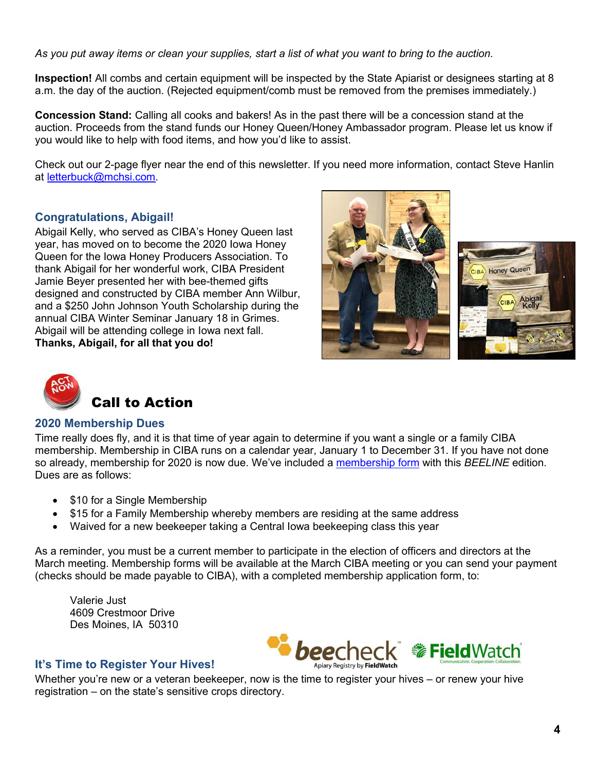*As you put away items or clean your supplies, start a list of what you want to bring to the auction.*

**Inspection!** All combs and certain equipment will be inspected by the State Apiarist or designees starting at 8 a.m. the day of the auction. (Rejected equipment/comb must be removed from the premises immediately.)

**Concession Stand:** Calling all cooks and bakers! As in the past there will be a concession stand at the auction. Proceeds from the stand funds our Honey Queen/Honey Ambassador program. Please let us know if you would like to help with food items, and how you'd like to assist.

Check out our 2-page flyer near the end of this newsletter. If you need more information, contact Steve Hanlin at letterbuck@mchsi.com.

### Congratulations, Abigail!

Abigail Kelly, who served as CIBA's Honey Queen last year, has moved on to become the 2020 Iowa Honey Queen for the Iowa Honey Producers Association. To thank Abigail for her wonderful work, CIBA President Jamie Beyer presented her with bee-themed gifts designed and constructed by CIBA member Ann Wilbur, and a $250 John Johnson Youth Scholarship during the annual CIBA Winter Seminar January 18 in Grimes. Abigail will be attending college in Iowa next fall.
**Thanks, Abigail, for all that you do!**

## Call to Action

### 2020 Membership Dues

Time really does fly, and it is that time of year again to determine if you want a single or a family CIBA membership. Membership in CIBA runs on a calendar year, January 1 to December 31. If you have not done so already, membership for 2020 is now due. We've included a membership form with this *BEELINE* edition. Dues are as follows:

- $10 for a Single Membership
- $15 for a Family Membership whereby members are residing at the same address
- Waived for a new beekeeper taking a Central Iowa beekeeping class this year

As a reminder, you must be a current member to participate in the election of officers and directors at the March meeting. Membership forms will be available at the March CIBA meeting or you can send your payment (checks should be made payable to CIBA), with a completed membership application form, to:

Valerie Just
4609 Crestmoor Drive
Des Moines, IA 50310

### It's Time to Register Your Hives!

Whether you're new or a veteran beekeeper, now is the time to register your hives – or renew your hive registration – on the state's sensitive crops directory.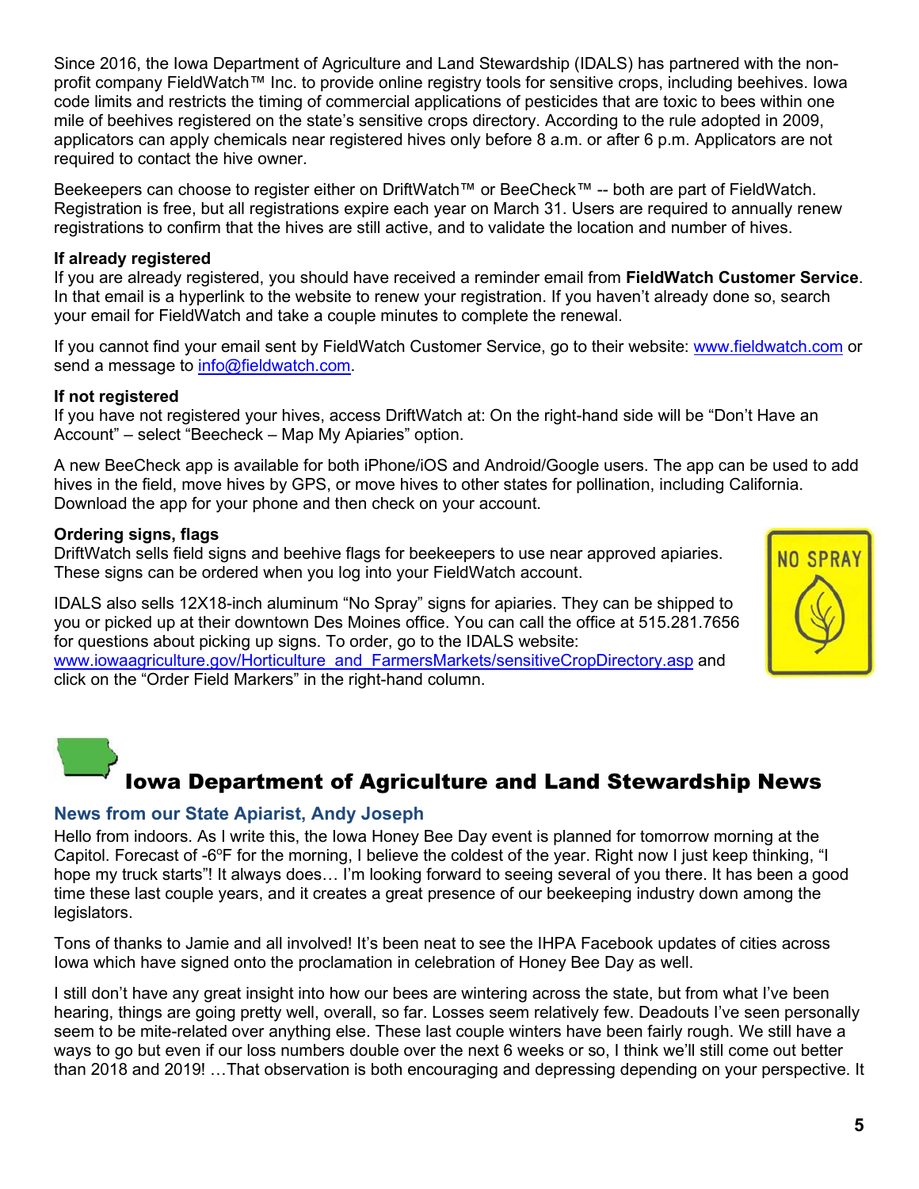Since 2016, the Iowa Department of Agriculture and Land Stewardship (IDALS) has partnered with the non-profit company FieldWatch™ Inc. to provide online registry tools for sensitive crops, including beehives. Iowa code limits and restricts the timing of commercial applications of pesticides that are toxic to bees within one mile of beehives registered on the state's sensitive crops directory. According to the rule adopted in 2009, applicators can apply chemicals near registered hives only before 8 a.m. or after 6 p.m. Applicators are not required to contact the hive owner.

Beekeepers can choose to register either on DriftWatch™ or BeeCheck™ -- both are part of FieldWatch. Registration is free, but all registrations expire each year on March 31. Users are required to annually renew registrations to confirm that the hives are still active, and to validate the location and number of hives.

**If already registered**
If you are already registered, you should have received a reminder email from **FieldWatch Customer Service**. In that email is a hyperlink to the website to renew your registration. If you haven't already done so, search your email for FieldWatch and take a couple minutes to complete the renewal.

If you cannot find your email sent by FieldWatch Customer Service, go to their website: www.fieldwatch.com or send a message to info@fieldwatch.com.

**If not registered**
If you have not registered your hives, access DriftWatch at: On the right-hand side will be "Don't Have an Account" – select "Beecheck – Map My Apiaries" option.

A new BeeCheck app is available for both iPhone/iOS and Android/Google users. The app can be used to add hives in the field, move hives by GPS, or move hives to other states for pollination, including California. Download the app for your phone and then check on your account.

**Ordering signs, flags**
DriftWatch sells field signs and beehive flags for beekeepers to use near approved apiaries. These signs can be ordered when you log into your FieldWatch account.

IDALS also sells 12X18-inch aluminum "No Spray" signs for apiaries. They can be shipped to you or picked up at their downtown Des Moines office. You can call the office at 515.281.7656 for questions about picking up signs. To order, go to the IDALS website: www.iowaagriculture.gov/Horticulture_and_FarmersMarkets/sensitiveCropDirectory.asp and click on the "Order Field Markers" in the right-hand column.

# Iowa Department of Agriculture and Land Stewardship News

## News from our State Apiarist, Andy Joseph

Hello from indoors. As I write this, the Iowa Honey Bee Day event is planned for tomorrow morning at the Capitol. Forecast of -6ºF for the morning, I believe the coldest of the year. Right now I just keep thinking, "I hope my truck starts"! It always does… I'm looking forward to seeing several of you there. It has been a good time these last couple years, and it creates a great presence of our beekeeping industry down among the legislators.

Tons of thanks to Jamie and all involved! It's been neat to see the IHPA Facebook updates of cities across Iowa which have signed onto the proclamation in celebration of Honey Bee Day as well.

I still don't have any great insight into how our bees are wintering across the state, but from what I've been hearing, things are going pretty well, overall, so far. Losses seem relatively few. Deadouts I've seen personally seem to be mite-related over anything else. These last couple winters have been fairly rough. We still have a ways to go but even if our loss numbers double over the next 6 weeks or so, I think we'll still come out better than 2018 and 2019! …That observation is both encouraging and depressing depending on your perspective. It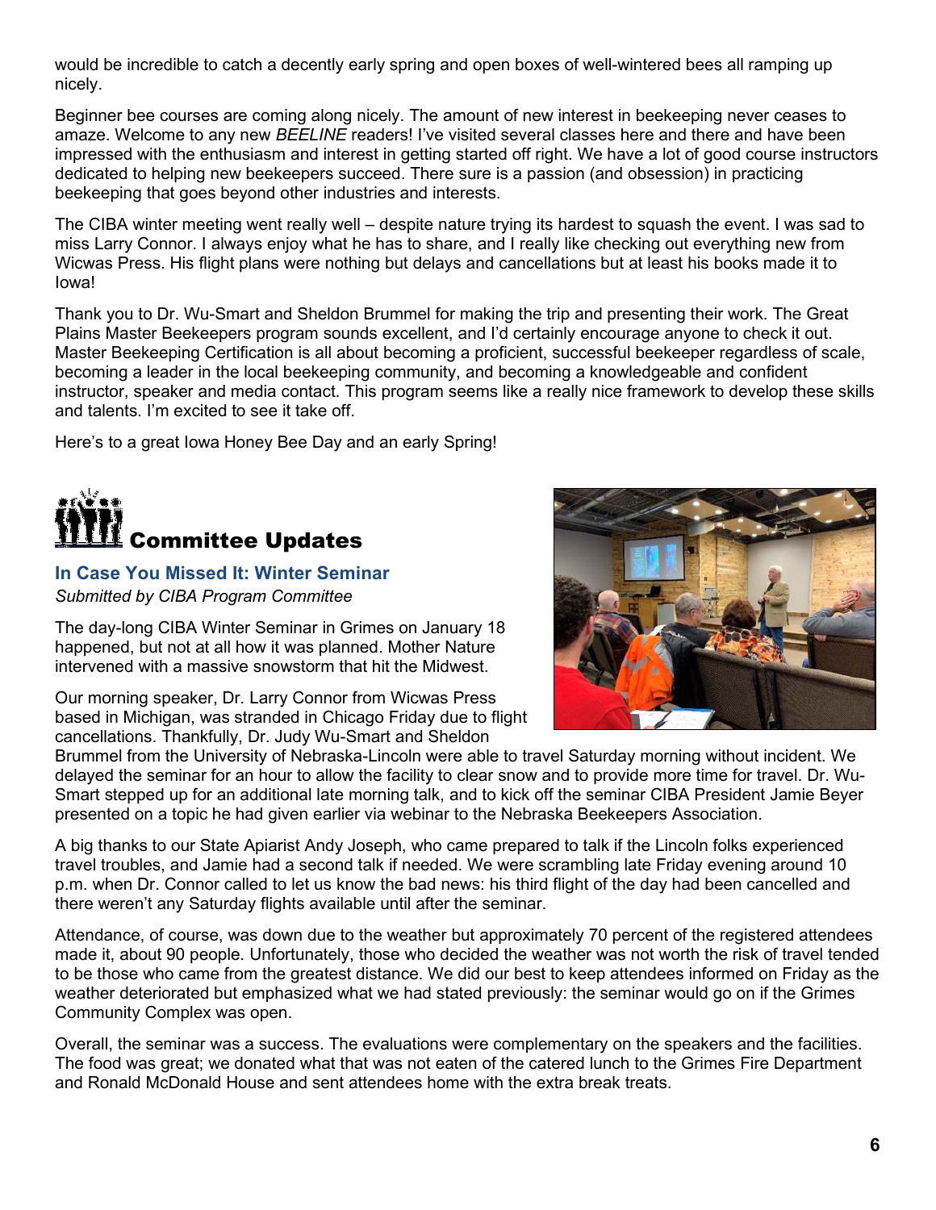would be incredible to catch a decently early spring and open boxes of well-wintered bees all ramping up nicely.

Beginner bee courses are coming along nicely. The amount of new interest in beekeeping never ceases to amaze. Welcome to any new *BEELINE* readers! I've visited several classes here and there and have been impressed with the enthusiasm and interest in getting started off right. We have a lot of good course instructors dedicated to helping new beekeepers succeed. There sure is a passion (and obsession) in practicing beekeeping that goes beyond other industries and interests.

The CIBA winter meeting went really well – despite nature trying its hardest to squash the event. I was sad to miss Larry Connor. I always enjoy what he has to share, and I really like checking out everything new from Wicwas Press. His flight plans were nothing but delays and cancellations but at least his books made it to Iowa!

Thank you to Dr. Wu-Smart and Sheldon Brummel for making the trip and presenting their work. The Great Plains Master Beekeepers program sounds excellent, and I'd certainly encourage anyone to check it out. Master Beekeeping Certification is all about becoming a proficient, successful beekeeper regardless of scale, becoming a leader in the local beekeeping community, and becoming a knowledgeable and confident instructor, speaker and media contact. This program seems like a really nice framework to develop these skills and talents. I'm excited to see it take off.

Here's to a great Iowa Honey Bee Day and an early Spring!

## Committee Updates

### In Case You Missed It: Winter Seminar

*Submitted by CIBA Program Committee*

The day-long CIBA Winter Seminar in Grimes on January 18 happened, but not at all how it was planned. Mother Nature intervened with a massive snowstorm that hit the Midwest.

Our morning speaker, Dr. Larry Connor from Wicwas Press based in Michigan, was stranded in Chicago Friday due to flight cancellations. Thankfully, Dr. Judy Wu-Smart and Sheldon Brummel from the University of Nebraska-Lincoln were able to travel Saturday morning without incident. We delayed the seminar for an hour to allow the facility to clear snow and to provide more time for travel. Dr. Wu-Smart stepped up for an additional late morning talk, and to kick off the seminar CIBA President Jamie Beyer presented on a topic he had given earlier via webinar to the Nebraska Beekeepers Association.

A big thanks to our State Apiarist Andy Joseph, who came prepared to talk if the Lincoln folks experienced travel troubles, and Jamie had a second talk if needed. We were scrambling late Friday evening around 10 p.m. when Dr. Connor called to let us know the bad news: his third flight of the day had been cancelled and there weren't any Saturday flights available until after the seminar.

Attendance, of course, was down due to the weather but approximately 70 percent of the registered attendees made it, about 90 people. Unfortunately, those who decided the weather was not worth the risk of travel tended to be those who came from the greatest distance. We did our best to keep attendees informed on Friday as the weather deteriorated but emphasized what we had stated previously: the seminar would go on if the Grimes Community Complex was open.

Overall, the seminar was a success. The evaluations were complementary on the speakers and the facilities. The food was great; we donated what that was not eaten of the catered lunch to the Grimes Fire Department and Ronald McDonald House and sent attendees home with the extra break treats.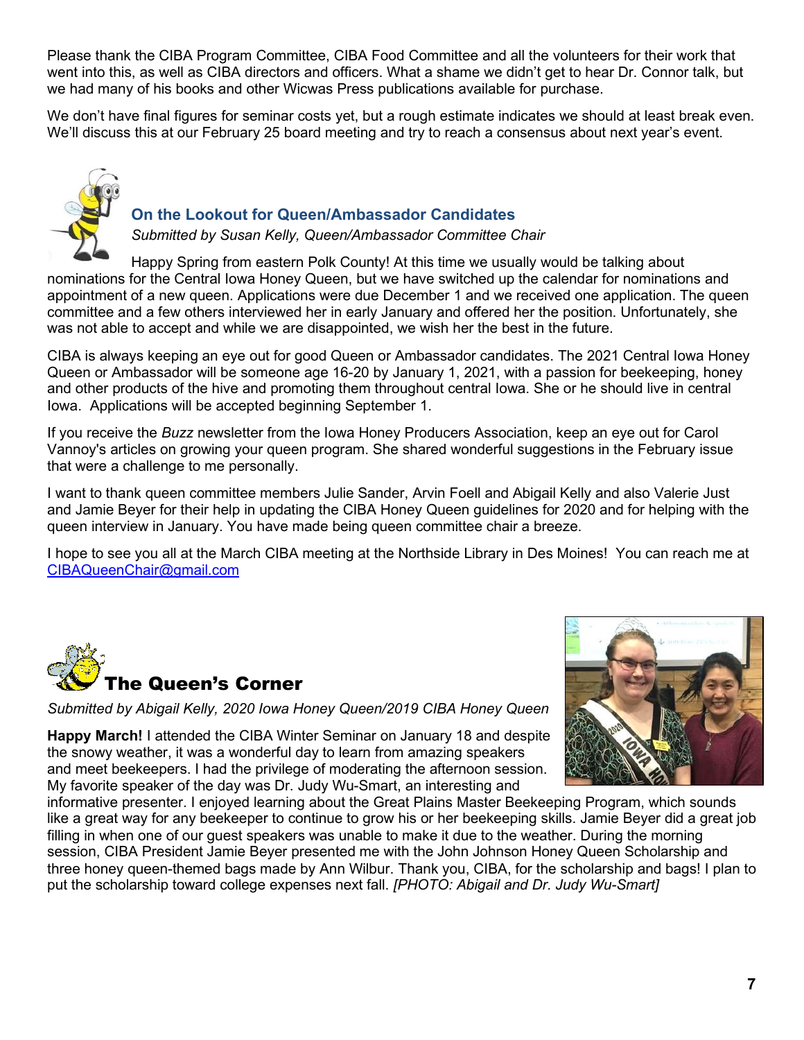Please thank the CIBA Program Committee, CIBA Food Committee and all the volunteers for their work that went into this, as well as CIBA directors and officers. What a shame we didn't get to hear Dr. Connor talk, but we had many of his books and other Wicwas Press publications available for purchase.

We don't have final figures for seminar costs yet, but a rough estimate indicates we should at least break even. We'll discuss this at our February 25 board meeting and try to reach a consensus about next year's event.

## On the Lookout for Queen/Ambassador Candidates

*Submitted by Susan Kelly, Queen/Ambassador Committee Chair*

Happy Spring from eastern Polk County! At this time we usually would be talking about nominations for the Central Iowa Honey Queen, but we have switched up the calendar for nominations and appointment of a new queen. Applications were due December 1 and we received one application. The queen committee and a few others interviewed her in early January and offered her the position. Unfortunately, she was not able to accept and while we are disappointed, we wish her the best in the future.

CIBA is always keeping an eye out for good Queen or Ambassador candidates. The 2021 Central Iowa Honey Queen or Ambassador will be someone age 16-20 by January 1, 2021, with a passion for beekeeping, honey and other products of the hive and promoting them throughout central Iowa. She or he should live in central Iowa. Applications will be accepted beginning September 1.

If you receive the *Buzz* newsletter from the Iowa Honey Producers Association, keep an eye out for Carol Vannoy's articles on growing your queen program. She shared wonderful suggestions in the February issue that were a challenge to me personally.

I want to thank queen committee members Julie Sander, Arvin Foell and Abigail Kelly and also Valerie Just and Jamie Beyer for their help in updating the CIBA Honey Queen guidelines for 2020 and for helping with the queen interview in January. You have made being queen committee chair a breeze.

I hope to see you all at the March CIBA meeting at the Northside Library in Des Moines! You can reach me at CIBAQueenChair@gmail.com

## The Queen's Corner

*Submitted by Abigail Kelly, 2020 Iowa Honey Queen/2019 CIBA Honey Queen*

**Happy March!** I attended the CIBA Winter Seminar on January 18 and despite the snowy weather, it was a wonderful day to learn from amazing speakers and meet beekeepers. I had the privilege of moderating the afternoon session. My favorite speaker of the day was Dr. Judy Wu-Smart, an interesting and informative presenter. I enjoyed learning about the Great Plains Master Beekeeping Program, which sounds like a great way for any beekeeper to continue to grow his or her beekeeping skills. Jamie Beyer did a great job filling in when one of our guest speakers was unable to make it due to the weather. During the morning session, CIBA President Jamie Beyer presented me with the John Johnson Honey Queen Scholarship and three honey queen-themed bags made by Ann Wilbur. Thank you, CIBA, for the scholarship and bags! I plan to put the scholarship toward college expenses next fall. *[PHOTO: Abigail and Dr. Judy Wu-Smart]*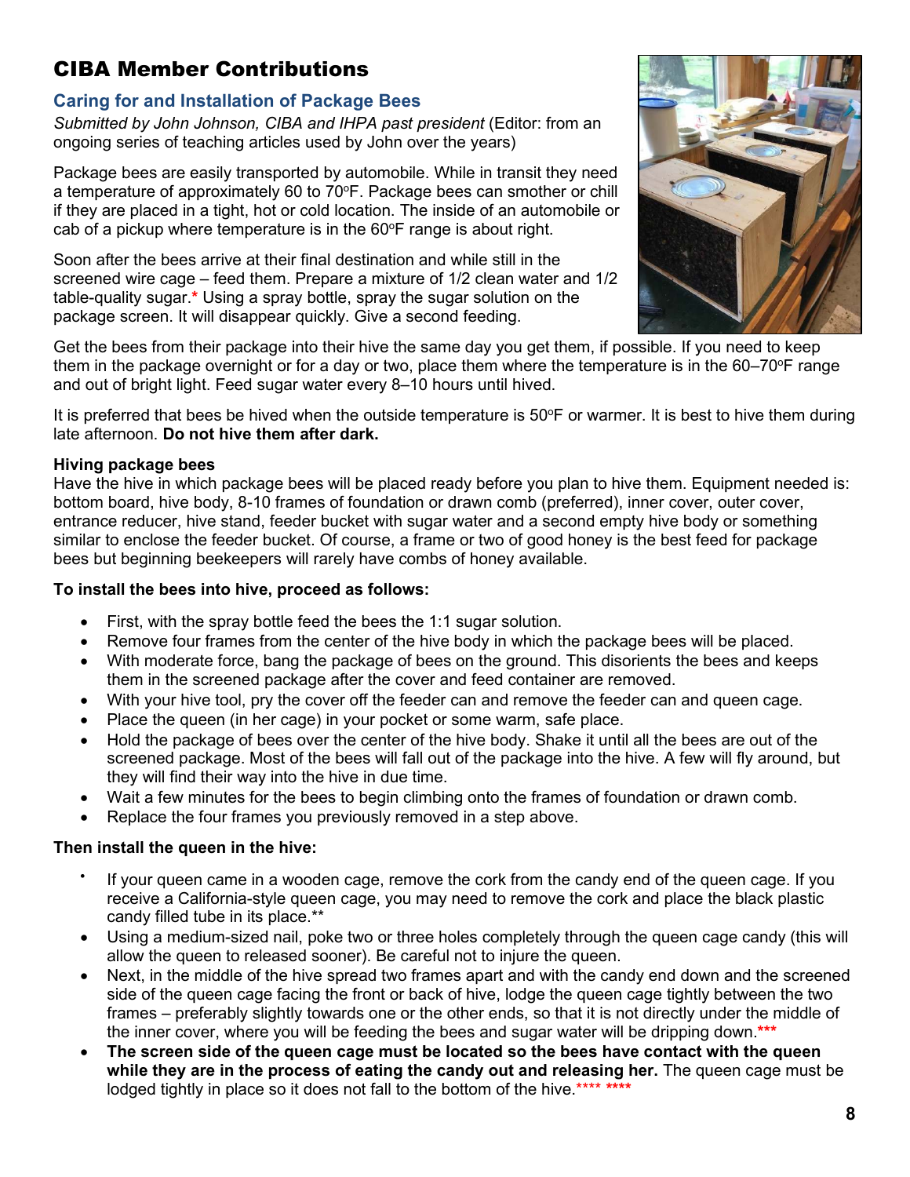# CIBA Member Contributions

## Caring for and Installation of Package Bees

*Submitted by John Johnson, CIBA and IHPA past president* (Editor: from an ongoing series of teaching articles used by John over the years)

Package bees are easily transported by automobile. While in transit they need a temperature of approximately 60 to 70°F. Package bees can smother or chill if they are placed in a tight, hot or cold location. The inside of an automobile or cab of a pickup where temperature is in the 60°F range is about right.

Soon after the bees arrive at their final destination and while still in the screened wire cage – feed them. Prepare a mixture of 1/2 clean water and 1/2 table-quality sugar.* Using a spray bottle, spray the sugar solution on the package screen. It will disappear quickly. Give a second feeding.

Get the bees from their package into their hive the same day you get them, if possible. If you need to keep them in the package overnight or for a day or two, place them where the temperature is in the 60–70°F range and out of bright light. Feed sugar water every 8–10 hours until hived.

It is preferred that bees be hived when the outside temperature is 50°F or warmer. It is best to hive them during late afternoon. **Do not hive them after dark.**

**Hiving package bees**

Have the hive in which package bees will be placed ready before you plan to hive them. Equipment needed is: bottom board, hive body, 8-10 frames of foundation or drawn comb (preferred), inner cover, outer cover, entrance reducer, hive stand, feeder bucket with sugar water and a second empty hive body or something similar to enclose the feeder bucket. Of course, a frame or two of good honey is the best feed for package bees but beginning beekeepers will rarely have combs of honey available.

**To install the bees into hive, proceed as follows:**

- First, with the spray bottle feed the bees the 1:1 sugar solution.
- Remove four frames from the center of the hive body in which the package bees will be placed.
- With moderate force, bang the package of bees on the ground. This disorients the bees and keeps them in the screened package after the cover and feed container are removed.
- With your hive tool, pry the cover off the feeder can and remove the feeder can and queen cage.
- Place the queen (in her cage) in your pocket or some warm, safe place.
- Hold the package of bees over the center of the hive body. Shake it until all the bees are out of the screened package. Most of the bees will fall out of the package into the hive. A few will fly around, but they will find their way into the hive in due time.
- Wait a few minutes for the bees to begin climbing onto the frames of foundation or drawn comb.
- Replace the four frames you previously removed in a step above.

**Then install the queen in the hive:**

- If your queen came in a wooden cage, remove the cork from the candy end of the queen cage. If you receive a California-style queen cage, you may need to remove the cork and place the black plastic candy filled tube in its place.**
- Using a medium-sized nail, poke two or three holes completely through the queen cage candy (this will allow the queen to released sooner). Be careful not to injure the queen.
- Next, in the middle of the hive spread two frames apart and with the candy end down and the screened side of the queen cage facing the front or back of hive, lodge the queen cage tightly between the two frames – preferably slightly towards one or the other ends, so that it is not directly under the middle of the inner cover, where you will be feeding the bees and sugar water will be dripping down.***
- **The screen side of the queen cage must be located so the bees have contact with the queen while they are in the process of eating the candy out and releasing her.** The queen cage must be lodged tightly in place so it does not fall to the bottom of the hive.**** ****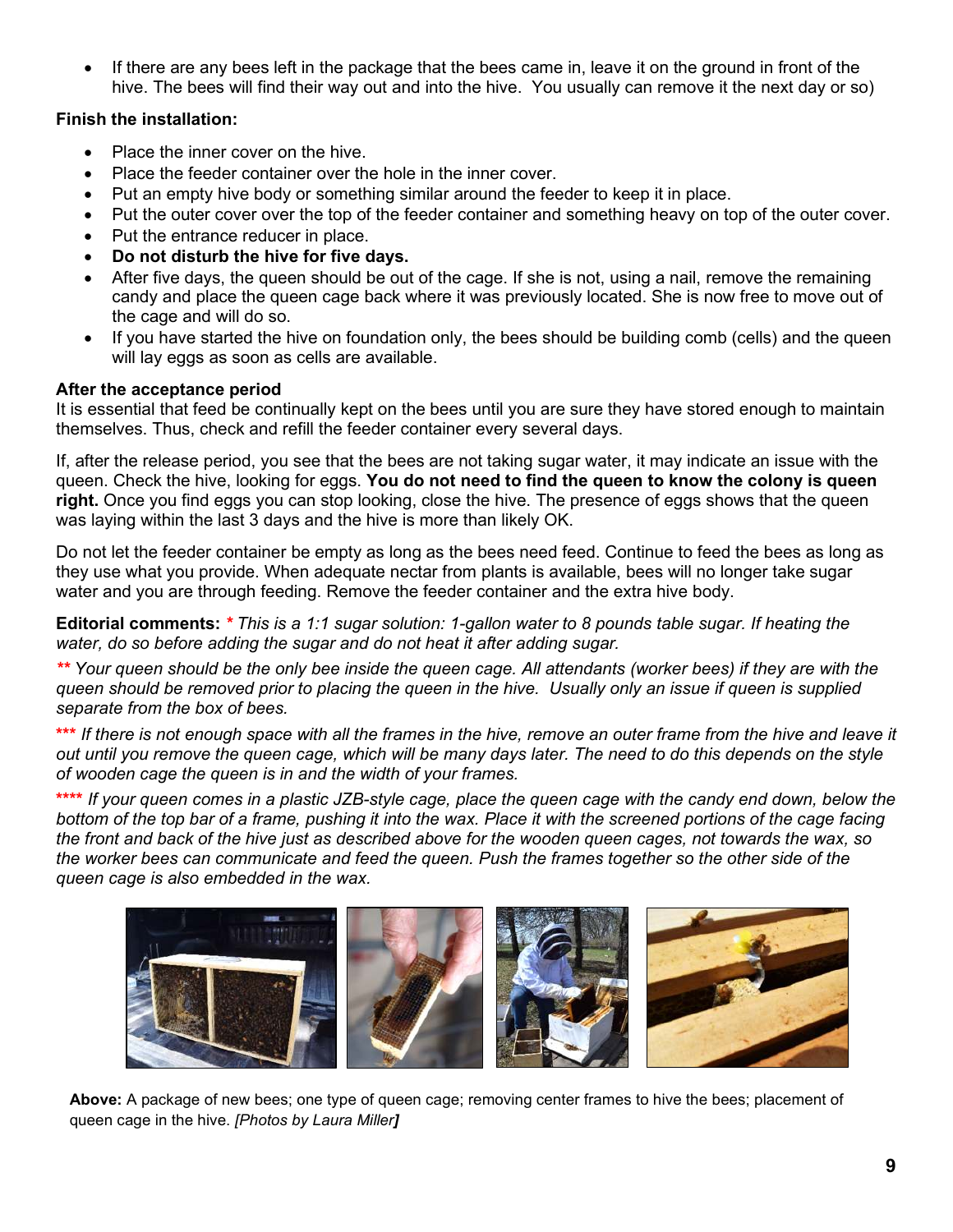- If there are any bees left in the package that the bees came in, leave it on the ground in front of the hive. The bees will find their way out and into the hive. You usually can remove it the next day or so)

**Finish the installation:**

- Place the inner cover on the hive.
- Place the feeder container over the hole in the inner cover.
- Put an empty hive body or something similar around the feeder to keep it in place.
- Put the outer cover over the top of the feeder container and something heavy on top of the outer cover.
- Put the entrance reducer in place.
- **Do not disturb the hive for five days.**
- After five days, the queen should be out of the cage. If she is not, using a nail, remove the remaining candy and place the queen cage back where it was previously located. She is now free to move out of the cage and will do so.
- If you have started the hive on foundation only, the bees should be building comb (cells) and the queen will lay eggs as soon as cells are available.

**After the acceptance period**

It is essential that feed be continually kept on the bees until you are sure they have stored enough to maintain themselves. Thus, check and refill the feeder container every several days.

If, after the release period, you see that the bees are not taking sugar water, it may indicate an issue with the queen. Check the hive, looking for eggs. **You do not need to find the queen to know the colony is queen right.** Once you find eggs you can stop looking, close the hive. The presence of eggs shows that the queen was laying within the last 3 days and the hive is more than likely OK.

Do not let the feeder container be empty as long as the bees need feed. Continue to feed the bees as long as they use what you provide. When adequate nectar from plants is available, bees will no longer take sugar water and you are through feeding. Remove the feeder container and the extra hive body.

**Editorial comments:** * *This is a 1:1 sugar solution: 1-gallon water to 8 pounds table sugar. If heating the water, do so before adding the sugar and do not heat it after adding sugar.*

** *Your queen should be the only bee inside the queen cage. All attendants (worker bees) if they are with the queen should be removed prior to placing the queen in the hive. Usually only an issue if queen is supplied separate from the box of bees.*

*** *If there is not enough space with all the frames in the hive, remove an outer frame from the hive and leave it out until you remove the queen cage, which will be many days later. The need to do this depends on the style of wooden cage the queen is in and the width of your frames.*

**** *If your queen comes in a plastic JZB-style cage, place the queen cage with the candy end down, below the bottom of the top bar of a frame, pushing it into the wax. Place it with the screened portions of the cage facing the front and back of the hive just as described above for the wooden queen cages, not towards the wax, so the worker bees can communicate and feed the queen. Push the frames together so the other side of the queen cage is also embedded in the wax.*

**Above:** A package of new bees; one type of queen cage; removing center frames to hive the bees; placement of queen cage in the hive. *[Photos by Laura Miller]*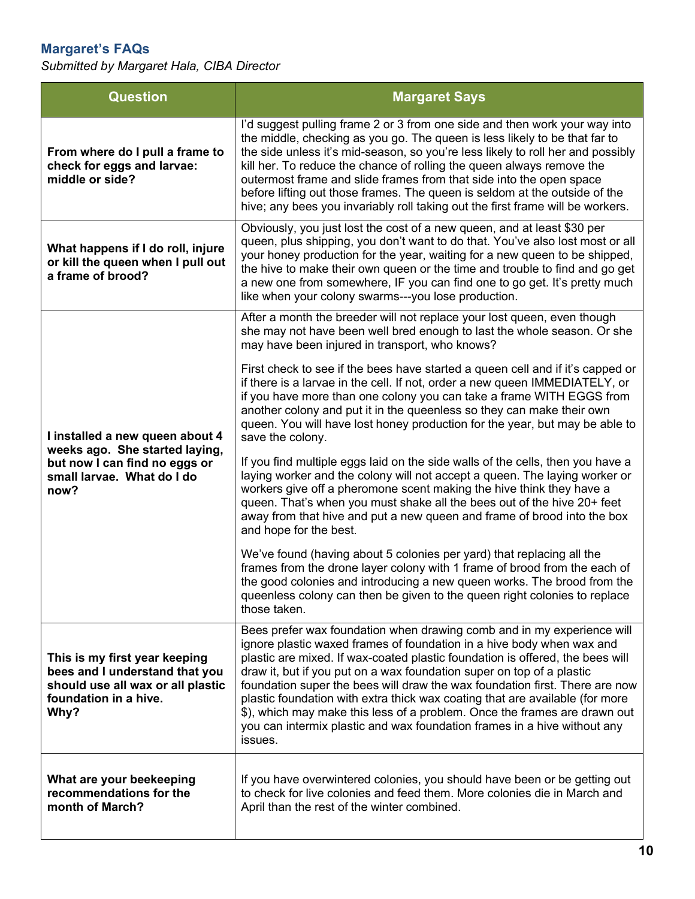## Margaret's FAQs

*Submitted by Margaret Hala, CIBA Director*

| Question | Margaret Says |
|---|---|
| **From where do I pull a frame to check for eggs and larvae: middle or side?** | I'd suggest pulling frame 2 or 3 from one side and then work your way into the middle, checking as you go. The queen is less likely to be that far to the side unless it's mid-season, so you're less likely to roll her and possibly kill her. To reduce the chance of rolling the queen always remove the outermost frame and slide frames from that side into the open space before lifting out those frames. The queen is seldom at the outside of the hive; any bees you invariably roll taking out the first frame will be workers. |
| **What happens if I do roll, injure or kill the queen when I pull out a frame of brood?** | Obviously, you just lost the cost of a new queen, and at least $30 per queen, plus shipping, you don't want to do that. You've also lost most or all your honey production for the year, waiting for a new queen to be shipped, the hive to make their own queen or the time and trouble to find and go get a new one from somewhere, IF you can find one to go get. It's pretty much like when your colony swarms---you lose production. |
| **I installed a new queen about 4 weeks ago. She started laying, but now I can find no eggs or small larvae. What do I do now?** | After a month the breeder will not replace your lost queen, even though she may not have been well bred enough to last the whole season. Or she may have been injured in transport, who knows?<br><br>First check to see if the bees have started a queen cell and if it's capped or if there is a larvae in the cell. If not, order a new queen IMMEDIATELY, or if you have more than one colony you can take a frame WITH EGGS from another colony and put it in the queenless so they can make their own queen. You will have lost honey production for the year, but may be able to save the colony.<br><br>If you find multiple eggs laid on the side walls of the cells, then you have a laying worker and the colony will not accept a queen. The laying worker or workers give off a pheromone scent making the hive think they have a queen. That's when you must shake all the bees out of the hive 20+ feet away from that hive and put a new queen and frame of brood into the box and hope for the best.<br><br>We've found (having about 5 colonies per yard) that replacing all the frames from the drone layer colony with 1 frame of brood from the each of the good colonies and introducing a new queen works. The brood from the queenless colony can then be given to the queen right colonies to replace those taken. |
| **This is my first year keeping bees and I understand that you should use all wax or all plastic foundation in a hive. Why?** | Bees prefer wax foundation when drawing comb and in my experience will ignore plastic waxed frames of foundation in a hive body when wax and plastic are mixed. If wax-coated plastic foundation is offered, the bees will draw it, but if you put on a wax foundation super on top of a plastic foundation super the bees will draw the wax foundation first. There are now plastic foundation with extra thick wax coating that are available (for more $), which may make this less of a problem. Once the frames are drawn out you can intermix plastic and wax foundation frames in a hive without any issues. |
| **What are your beekeeping recommendations for the month of March?** | If you have overwintered colonies, you should have been or be getting out to check for live colonies and feed them. More colonies die in March and April than the rest of the winter combined. |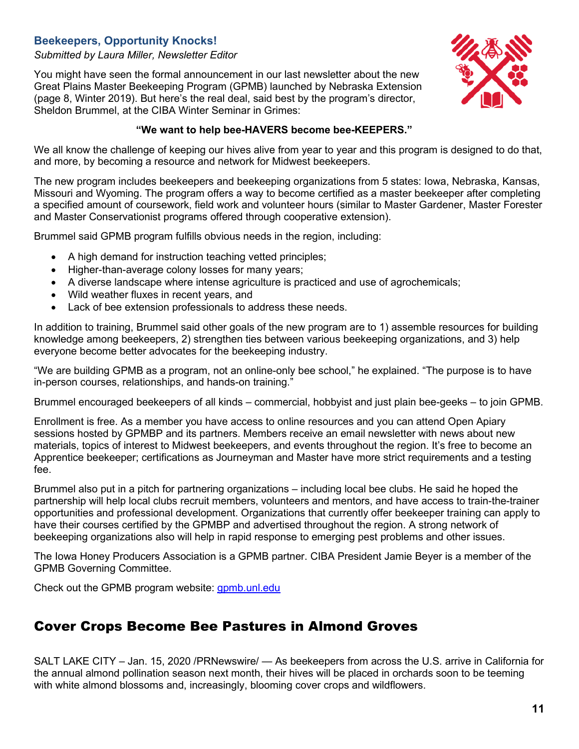## Beekeepers, Opportunity Knocks!

*Submitted by Laura Miller, Newsletter Editor*

You might have seen the formal announcement in our last newsletter about the new Great Plains Master Beekeeping Program (GPMB) launched by Nebraska Extension (page 8, Winter 2019). But here's the real deal, said best by the program's director, Sheldon Brummel, at the CIBA Winter Seminar in Grimes:

**"We want to help bee-HAVERS become bee-KEEPERS."**

We all know the challenge of keeping our hives alive from year to year and this program is designed to do that, and more, by becoming a resource and network for Midwest beekeepers.

The new program includes beekeepers and beekeeping organizations from 5 states: Iowa, Nebraska, Kansas, Missouri and Wyoming. The program offers a way to become certified as a master beekeeper after completing a specified amount of coursework, field work and volunteer hours (similar to Master Gardener, Master Forester and Master Conservationist programs offered through cooperative extension).

Brummel said GPMB program fulfills obvious needs in the region, including:

- A high demand for instruction teaching vetted principles;
- Higher-than-average colony losses for many years;
- A diverse landscape where intense agriculture is practiced and use of agrochemicals;
- Wild weather fluxes in recent years, and
- Lack of bee extension professionals to address these needs.

In addition to training, Brummel said other goals of the new program are to 1) assemble resources for building knowledge among beekeepers, 2) strengthen ties between various beekeeping organizations, and 3) help everyone become better advocates for the beekeeping industry.

"We are building GPMB as a program, not an online-only bee school," he explained. "The purpose is to have in-person courses, relationships, and hands-on training."

Brummel encouraged beekeepers of all kinds – commercial, hobbyist and just plain bee-geeks – to join GPMB.

Enrollment is free. As a member you have access to online resources and you can attend Open Apiary sessions hosted by GPMBP and its partners. Members receive an email newsletter with news about new materials, topics of interest to Midwest beekeepers, and events throughout the region. It's free to become an Apprentice beekeeper; certifications as Journeyman and Master have more strict requirements and a testing fee.

Brummel also put in a pitch for partnering organizations – including local bee clubs. He said he hoped the partnership will help local clubs recruit members, volunteers and mentors, and have access to train-the-trainer opportunities and professional development. Organizations that currently offer beekeeper training can apply to have their courses certified by the GPMBP and advertised throughout the region. A strong network of beekeeping organizations also will help in rapid response to emerging pest problems and other issues.

The Iowa Honey Producers Association is a GPMB partner. CIBA President Jamie Beyer is a member of the GPMB Governing Committee.

Check out the GPMB program website: [gpmb.unl.edu](gpmb.unl.edu)

## Cover Crops Become Bee Pastures in Almond Groves

SALT LAKE CITY – Jan. 15, 2020 /PRNewswire/ — As beekeepers from across the U.S. arrive in California for the annual almond pollination season next month, their hives will be placed in orchards soon to be teeming with white almond blossoms and, increasingly, blooming cover crops and wildflowers.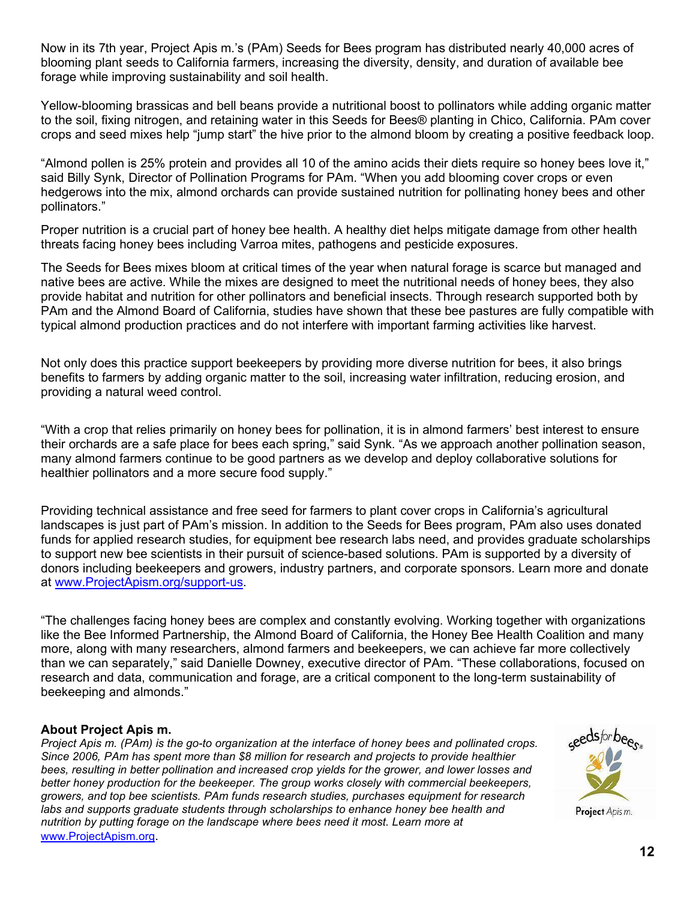Now in its 7th year, Project Apis m.'s (PAm) Seeds for Bees program has distributed nearly 40,000 acres of blooming plant seeds to California farmers, increasing the diversity, density, and duration of available bee forage while improving sustainability and soil health.

Yellow-blooming brassicas and bell beans provide a nutritional boost to pollinators while adding organic matter to the soil, fixing nitrogen, and retaining water in this Seeds for Bees® planting in Chico, California. PAm cover crops and seed mixes help "jump start" the hive prior to the almond bloom by creating a positive feedback loop.

"Almond pollen is 25% protein and provides all 10 of the amino acids their diets require so honey bees love it," said Billy Synk, Director of Pollination Programs for PAm. "When you add blooming cover crops or even hedgerows into the mix, almond orchards can provide sustained nutrition for pollinating honey bees and other pollinators."

Proper nutrition is a crucial part of honey bee health. A healthy diet helps mitigate damage from other health threats facing honey bees including Varroa mites, pathogens and pesticide exposures.

The Seeds for Bees mixes bloom at critical times of the year when natural forage is scarce but managed and native bees are active. While the mixes are designed to meet the nutritional needs of honey bees, they also provide habitat and nutrition for other pollinators and beneficial insects. Through research supported both by PAm and the Almond Board of California, studies have shown that these bee pastures are fully compatible with typical almond production practices and do not interfere with important farming activities like harvest.

Not only does this practice support beekeepers by providing more diverse nutrition for bees, it also brings benefits to farmers by adding organic matter to the soil, increasing water infiltration, reducing erosion, and providing a natural weed control.

"With a crop that relies primarily on honey bees for pollination, it is in almond farmers' best interest to ensure their orchards are a safe place for bees each spring," said Synk. "As we approach another pollination season, many almond farmers continue to be good partners as we develop and deploy collaborative solutions for healthier pollinators and a more secure food supply."

Providing technical assistance and free seed for farmers to plant cover crops in California's agricultural landscapes is just part of PAm's mission. In addition to the Seeds for Bees program, PAm also uses donated funds for applied research studies, for equipment bee research labs need, and provides graduate scholarships to support new bee scientists in their pursuit of science-based solutions. PAm is supported by a diversity of donors including beekeepers and growers, industry partners, and corporate sponsors. Learn more and donate at www.ProjectApism.org/support-us.

"The challenges facing honey bees are complex and constantly evolving. Working together with organizations like the Bee Informed Partnership, the Almond Board of California, the Honey Bee Health Coalition and many more, along with many researchers, almond farmers and beekeepers, we can achieve far more collectively than we can separately," said Danielle Downey, executive director of PAm. "These collaborations, focused on research and data, communication and forage, are a critical component to the long-term sustainability of beekeeping and almonds."

**About Project Apis m.**

*Project Apis m. (PAm) is the go-to organization at the interface of honey bees and pollinated crops. Since 2006, PAm has spent more than $8 million for research and projects to provide healthier bees, resulting in better pollination and increased crop yields for the grower, and lower losses and better honey production for the beekeeper. The group works closely with commercial beekeepers, growers, and top bee scientists. PAm funds research studies, purchases equipment for research labs and supports graduate students through scholarships to enhance honey bee health and nutrition by putting forage on the landscape where bees need it most. Learn more at* www.ProjectApism.org.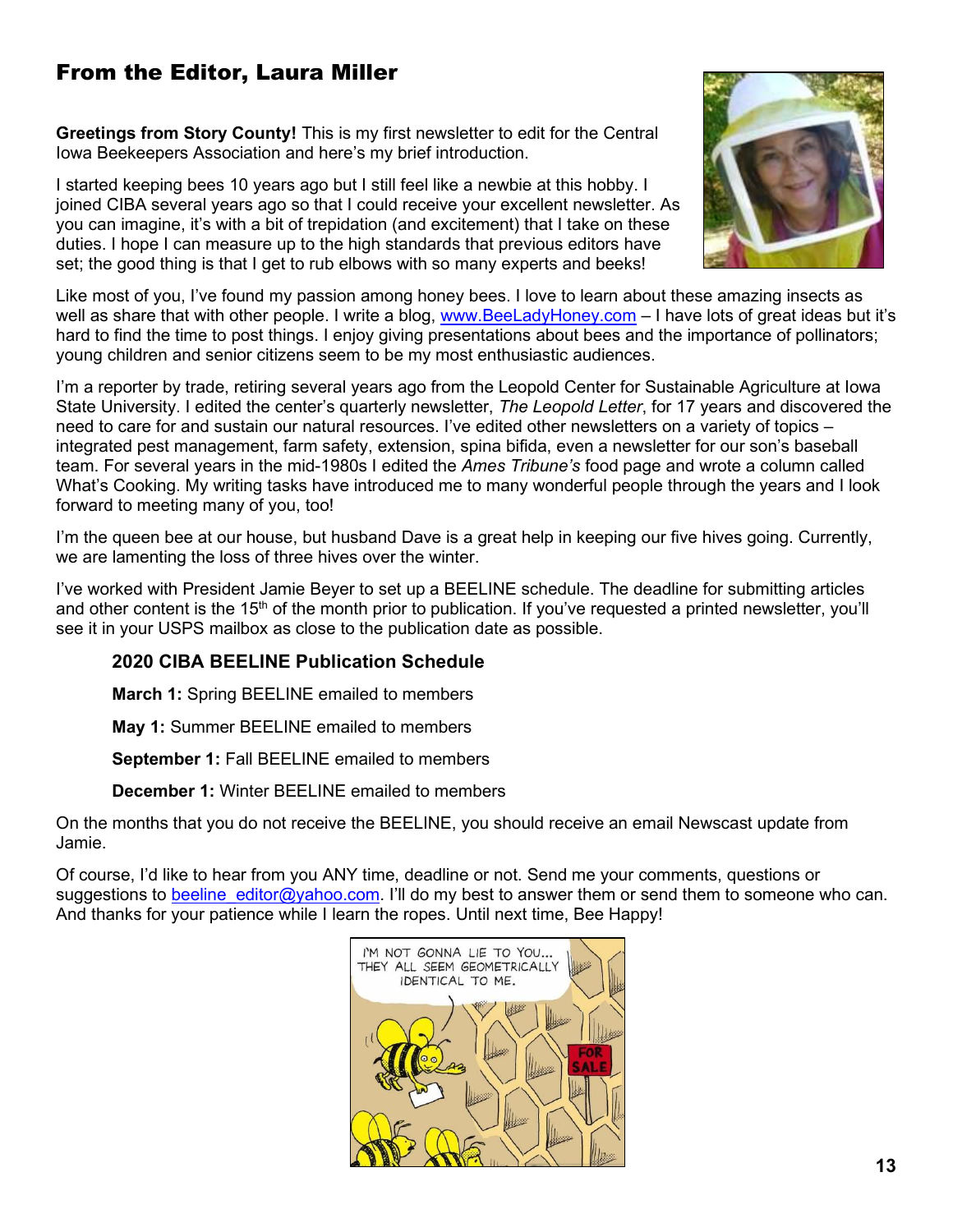## From the Editor, Laura Miller

**Greetings from Story County!** This is my first newsletter to edit for the Central Iowa Beekeepers Association and here's my brief introduction.

I started keeping bees 10 years ago but I still feel like a newbie at this hobby. I joined CIBA several years ago so that I could receive your excellent newsletter. As you can imagine, it's with a bit of trepidation (and excitement) that I take on these duties. I hope I can measure up to the high standards that previous editors have set; the good thing is that I get to rub elbows with so many experts and beeks!

Like most of you, I've found my passion among honey bees. I love to learn about these amazing insects as well as share that with other people. I write a blog, www.BeeLadyHoney.com – I have lots of great ideas but it's hard to find the time to post things. I enjoy giving presentations about bees and the importance of pollinators; young children and senior citizens seem to be my most enthusiastic audiences.

I'm a reporter by trade, retiring several years ago from the Leopold Center for Sustainable Agriculture at Iowa State University. I edited the center's quarterly newsletter, *The Leopold Letter*, for 17 years and discovered the need to care for and sustain our natural resources. I've edited other newsletters on a variety of topics – integrated pest management, farm safety, extension, spina bifida, even a newsletter for our son's baseball team. For several years in the mid-1980s I edited the *Ames Tribune's* food page and wrote a column called What's Cooking. My writing tasks have introduced me to many wonderful people through the years and I look forward to meeting many of you, too!

I'm the queen bee at our house, but husband Dave is a great help in keeping our five hives going. Currently, we are lamenting the loss of three hives over the winter.

I've worked with President Jamie Beyer to set up a BEELINE schedule. The deadline for submitting articles and other content is the 15th of the month prior to publication. If you've requested a printed newsletter, you'll see it in your USPS mailbox as close to the publication date as possible.

**2020 CIBA BEELINE Publication Schedule**

**March 1:** Spring BEELINE emailed to members

**May 1:** Summer BEELINE emailed to members

**September 1:** Fall BEELINE emailed to members

**December 1:** Winter BEELINE emailed to members

On the months that you do not receive the BEELINE, you should receive an email Newscast update from Jamie.

Of course, I'd like to hear from you ANY time, deadline or not. Send me your comments, questions or suggestions to beeline_editor@yahoo.com. I'll do my best to answer them or send them to someone who can. And thanks for your patience while I learn the ropes. Until next time, Bee Happy!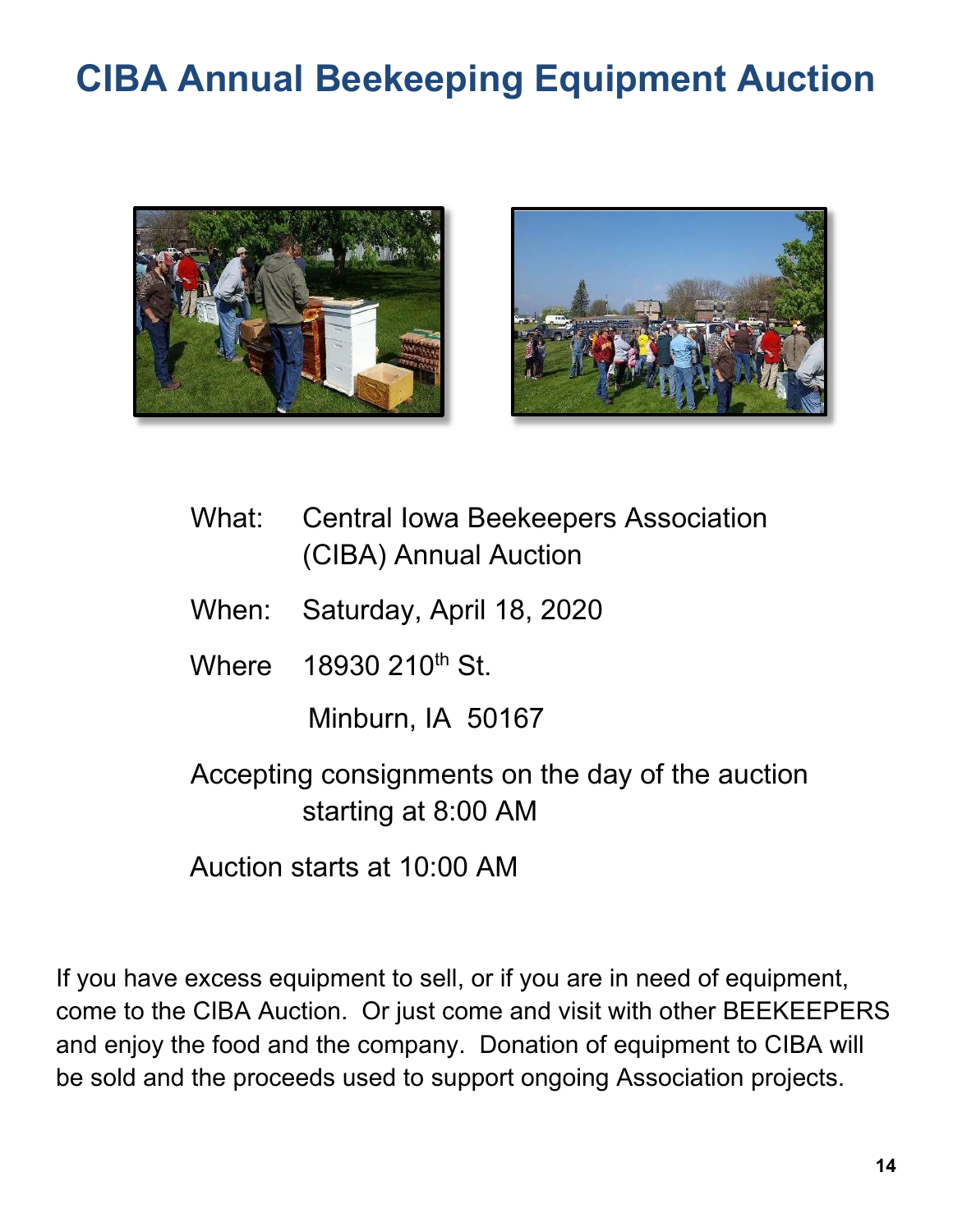# CIBA Annual Beekeeping Equipment Auction

What: Central Iowa Beekeepers Association (CIBA) Annual Auction

When: Saturday, April 18, 2020

Where 18930 210th St.
Minburn, IA 50167

Accepting consignments on the day of the auction starting at 8:00 AM

Auction starts at 10:00 AM

If you have excess equipment to sell, or if you are in need of equipment, come to the CIBA Auction. Or just come and visit with other BEEKEEPERS and enjoy the food and the company. Donation of equipment to CIBA will be sold and the proceeds used to support ongoing Association projects.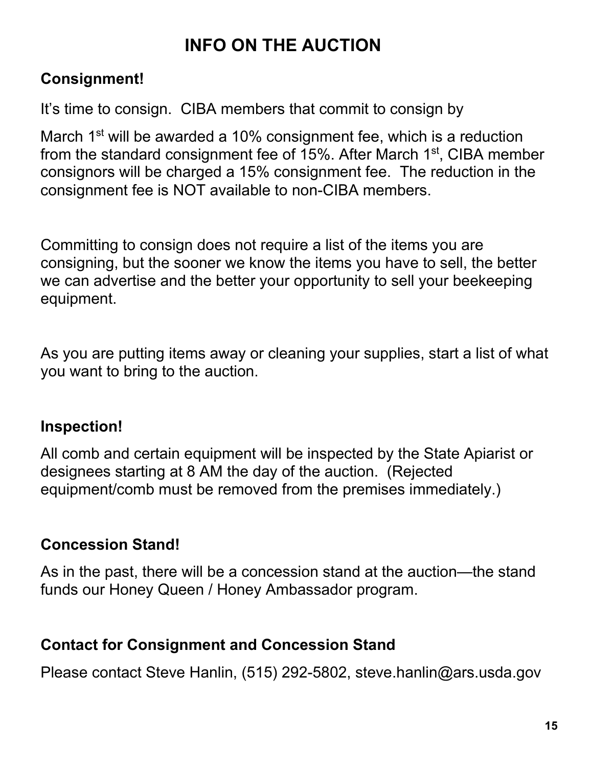# INFO ON THE AUCTION

**Consignment!**

It's time to consign. CIBA members that commit to consign by March 1st will be awarded a 10% consignment fee, which is a reduction from the standard consignment fee of 15%. After March 1st, CIBA member consignors will be charged a 15% consignment fee. The reduction in the consignment fee is NOT available to non-CIBA members.

Committing to consign does not require a list of the items you are consigning, but the sooner we know the items you have to sell, the better we can advertise and the better your opportunity to sell your beekeeping equipment.

As you are putting items away or cleaning your supplies, start a list of what you want to bring to the auction.

**Inspection!**

All comb and certain equipment will be inspected by the State Apiarist or designees starting at 8 AM the day of the auction. (Rejected equipment/comb must be removed from the premises immediately.)

**Concession Stand!**

As in the past, there will be a concession stand at the auction—the stand funds our Honey Queen / Honey Ambassador program.

**Contact for Consignment and Concession Stand**

Please contact Steve Hanlin, (515) 292-5802, steve.hanlin@ars.usda.gov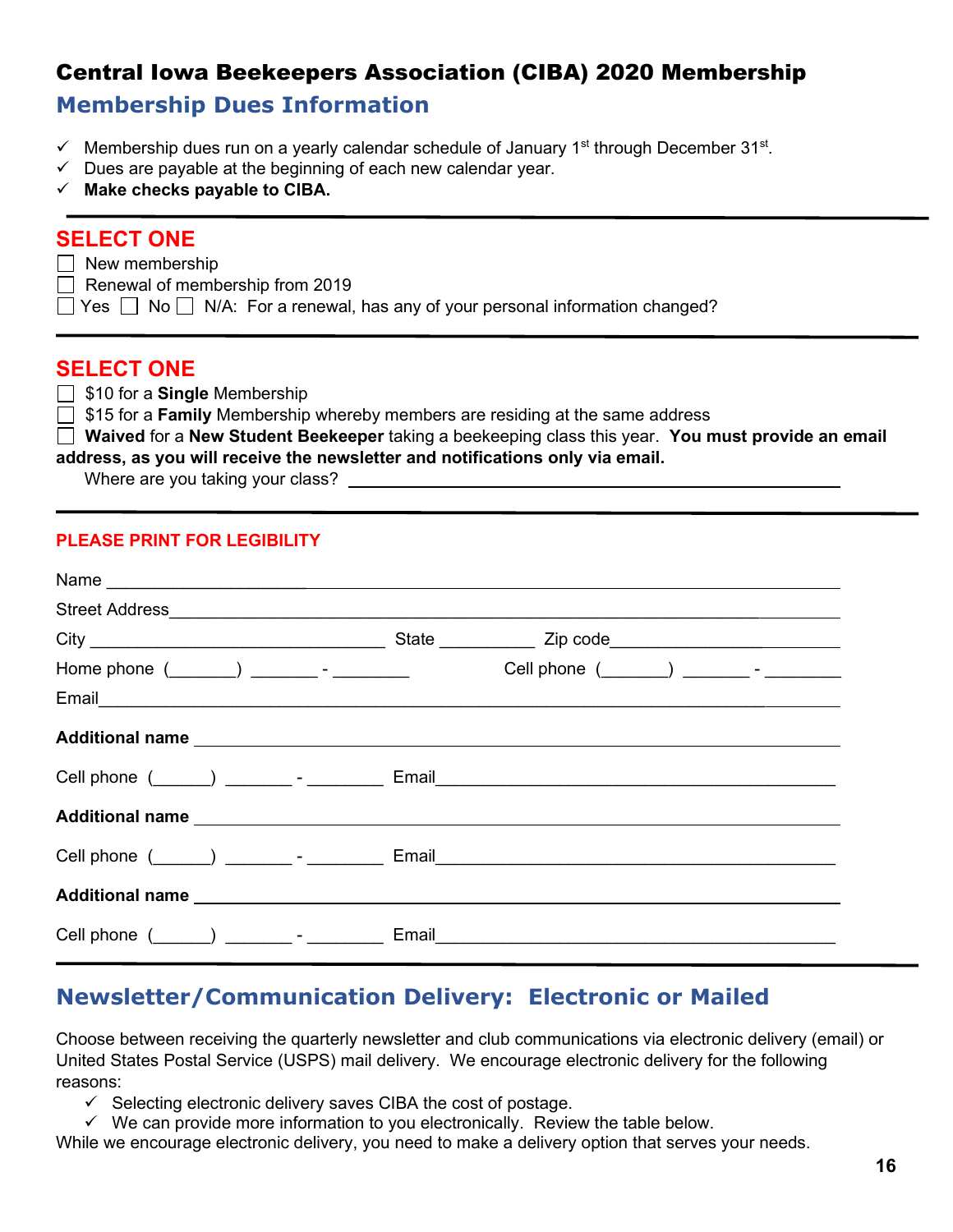# Central Iowa Beekeepers Association (CIBA) 2020 Membership

## Membership Dues Information

- ✓ Membership dues run on a yearly calendar schedule of January 1st through December 31st.
- ✓ Dues are payable at the beginning of each new calendar year.
- ✓ **Make checks payable to CIBA.**

---

### SELECT ONE

☐ New membership
☐ Renewal of membership from 2019
☐ Yes ☐ No ☐ N/A: For a renewal, has any of your personal information changed?

---

### SELECT ONE

☐ $10 for a **Single** Membership
☐ $15 for a **Family** Membership whereby members are residing at the same address
☐ **Waived** for a **New Student Beekeeper** taking a beekeeping class this year. **You must provide an email address, as you will receive the newsletter and notifications only via email.**
Where are you taking your class? ______________________________

---

**PLEASE PRINT FOR LEGIBILITY**

Name ______________________________

Street Address ______________________________

City ______________________ State __________ Zip code ______________

Home phone (_______) _______ - ________ Cell phone (_______) _______ - ________

Email ______________________________

**Additional name** ______________________________

Cell phone (______) _______ - ________ Email ______________________________

**Additional name** ______________________________

Cell phone (______) _______ - ________ Email ______________________________

**Additional name** ______________________________

Cell phone (______) _______ - ________ Email ______________________________

---

## Newsletter/Communication Delivery: Electronic or Mailed

Choose between receiving the quarterly newsletter and club communications via electronic delivery (email) or United States Postal Service (USPS) mail delivery. We encourage electronic delivery for the following reasons:

- ✓ Selecting electronic delivery saves CIBA the cost of postage.
- ✓ We can provide more information to you electronically. Review the table below.

While we encourage electronic delivery, you need to make a delivery option that serves your needs.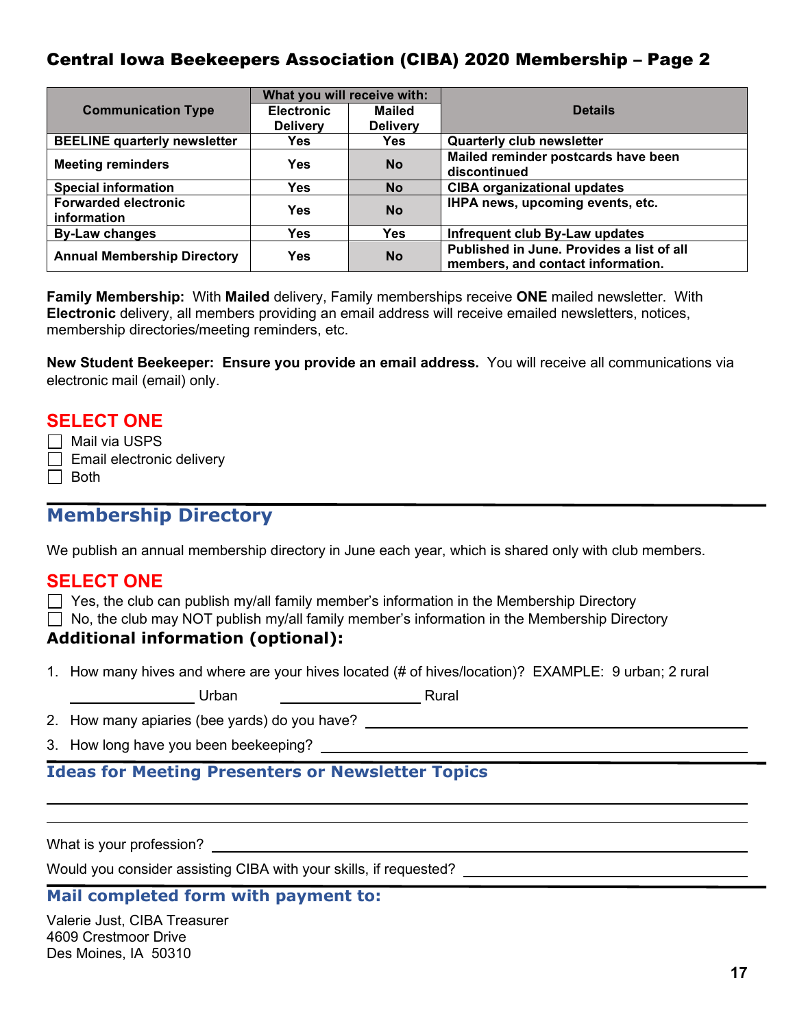# Central Iowa Beekeepers Association (CIBA) 2020 Membership – Page 2

| Communication Type | What you will receive with: | | Details |
|---|---|---|---|
| | Electronic Delivery | Mailed Delivery | |
| BEELINE quarterly newsletter | Yes | Yes | Quarterly club newsletter |
| Meeting reminders | Yes | No | Mailed reminder postcards have been discontinued |
| Special information | Yes | No | CIBA organizational updates |
| Forwarded electronic information | Yes | No | IHPA news, upcoming events, etc. |
| By-Law changes | Yes | Yes | Infrequent club By-Law updates |
| Annual Membership Directory | Yes | No | Published in June. Provides a list of all members, and contact information. |

**Family Membership:** With **Mailed** delivery, Family memberships receive **ONE** mailed newsletter. With **Electronic** delivery, all members providing an email address will receive emailed newsletters, notices, membership directories/meeting reminders, etc.

**New Student Beekeeper: Ensure you provide an email address.** You will receive all communications via electronic mail (email) only.

**SELECT ONE**

- ☐ Mail via USPS
- ☐ Email electronic delivery
- ☐ Both

## Membership Directory

We publish an annual membership directory in June each year, which is shared only with club members.

**SELECT ONE**

- ☐ Yes, the club can publish my/all family member's information in the Membership Directory
- ☐ No, the club may NOT publish my/all family member's information in the Membership Directory

### Additional information (optional):

1. How many hives and where are your hives located (# of hives/location)? EXAMPLE: 9 urban; 2 rural

   \_\_\_\_\_\_\_\_\_\_\_\_\_\_ Urban \_\_\_\_\_\_\_\_\_\_\_\_\_\_\_\_ Rural

2. How many apiaries (bee yards) do you have? \_\_\_\_\_\_\_\_\_\_\_\_\_\_\_\_\_\_\_\_\_\_\_\_\_\_\_\_\_\_\_\_

3. How long have you been beekeeping? \_\_\_\_\_\_\_\_\_\_\_\_\_\_\_\_\_\_\_\_\_\_\_\_\_\_\_\_\_\_\_\_

## Ideas for Meeting Presenters or Newsletter Topics

\_\_\_\_\_\_\_\_\_\_\_\_\_\_\_\_\_\_\_\_\_\_\_\_\_\_\_\_\_\_\_\_\_\_\_\_\_\_\_\_\_\_\_\_\_\_\_\_\_\_\_\_\_\_\_\_\_\_\_\_

\_\_\_\_\_\_\_\_\_\_\_\_\_\_\_\_\_\_\_\_\_\_\_\_\_\_\_\_\_\_\_\_\_\_\_\_\_\_\_\_\_\_\_\_\_\_\_\_\_\_\_\_\_\_\_\_\_\_\_\_

What is your profession? \_\_\_\_\_\_\_\_\_\_\_\_\_\_\_\_\_\_\_\_\_\_\_\_\_\_\_\_\_\_\_\_\_\_\_\_\_\_\_\_

Would you consider assisting CIBA with your skills, if requested? \_\_\_\_\_\_\_\_\_\_\_\_\_\_\_\_\_\_\_\_\_\_\_\_

## Mail completed form with payment to:

Valerie Just, CIBA Treasurer
4609 Crestmoor Drive
Des Moines, IA 50310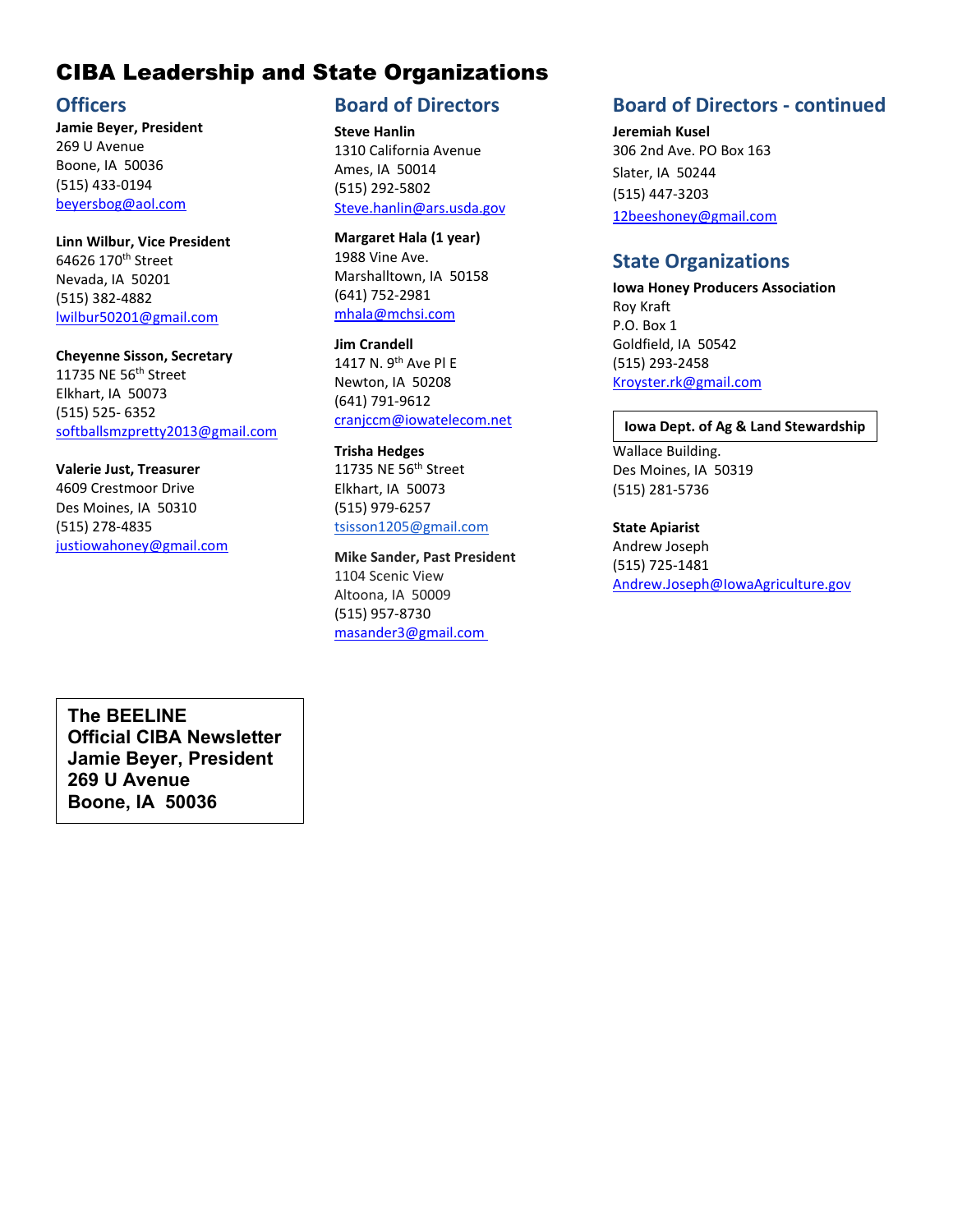# CIBA Leadership and State Organizations

## Officers

**Jamie Beyer, President**
269 U Avenue
Boone, IA 50036
(515) 433-0194
beyersbog@aol.com

**Linn Wilbur, Vice President**
64626 170th Street
Nevada, IA 50201
(515) 382-4882
lwilbur50201@gmail.com

**Cheyenne Sisson, Secretary**
11735 NE 56th Street
Elkhart, IA 50073
(515) 525- 6352
softballsmzpretty2013@gmail.com

**Valerie Just, Treasurer**
4609 Crestmoor Drive
Des Moines, IA 50310
(515) 278-4835
justiowahoney@gmail.com

## Board of Directors

**Steve Hanlin**
1310 California Avenue
Ames, IA 50014
(515) 292-5802
Steve.hanlin@ars.usda.gov

**Margaret Hala (1 year)**
1988 Vine Ave.
Marshalltown, IA 50158
(641) 752-2981
mhala@mchsi.com

**Jim Crandell**
1417 N. 9th Ave Pl E
Newton, IA 50208
(641) 791-9612
cranjccm@iowatelecom.net

**Trisha Hedges**
11735 NE 56th Street
Elkhart, IA 50073
(515) 979-6257
tsisson1205@gmail.com

**Mike Sander, Past President**
1104 Scenic View
Altoona, IA 50009
(515) 957-8730
masander3@gmail.com

## Board of Directors - continued

**Jeremiah Kusel**
306 2nd Ave. PO Box 163
Slater, IA 50244
(515) 447-3203
12beeshoney@gmail.com

## State Organizations

**Iowa Honey Producers Association**
Roy Kraft
P.O. Box 1
Goldfield, IA 50542
(515) 293-2458
Kroyster.rk@gmail.com

**Iowa Dept. of Ag & Land Stewardship**
Wallace Building.
Des Moines, IA 50319
(515) 281-5736

**State Apiarist**
Andrew Joseph
(515) 725-1481
Andrew.Joseph@IowaAgriculture.gov

**The BEELINE**
**Official CIBA Newsletter**
**Jamie Beyer, President**
**269 U Avenue**
**Boone, IA 50036**